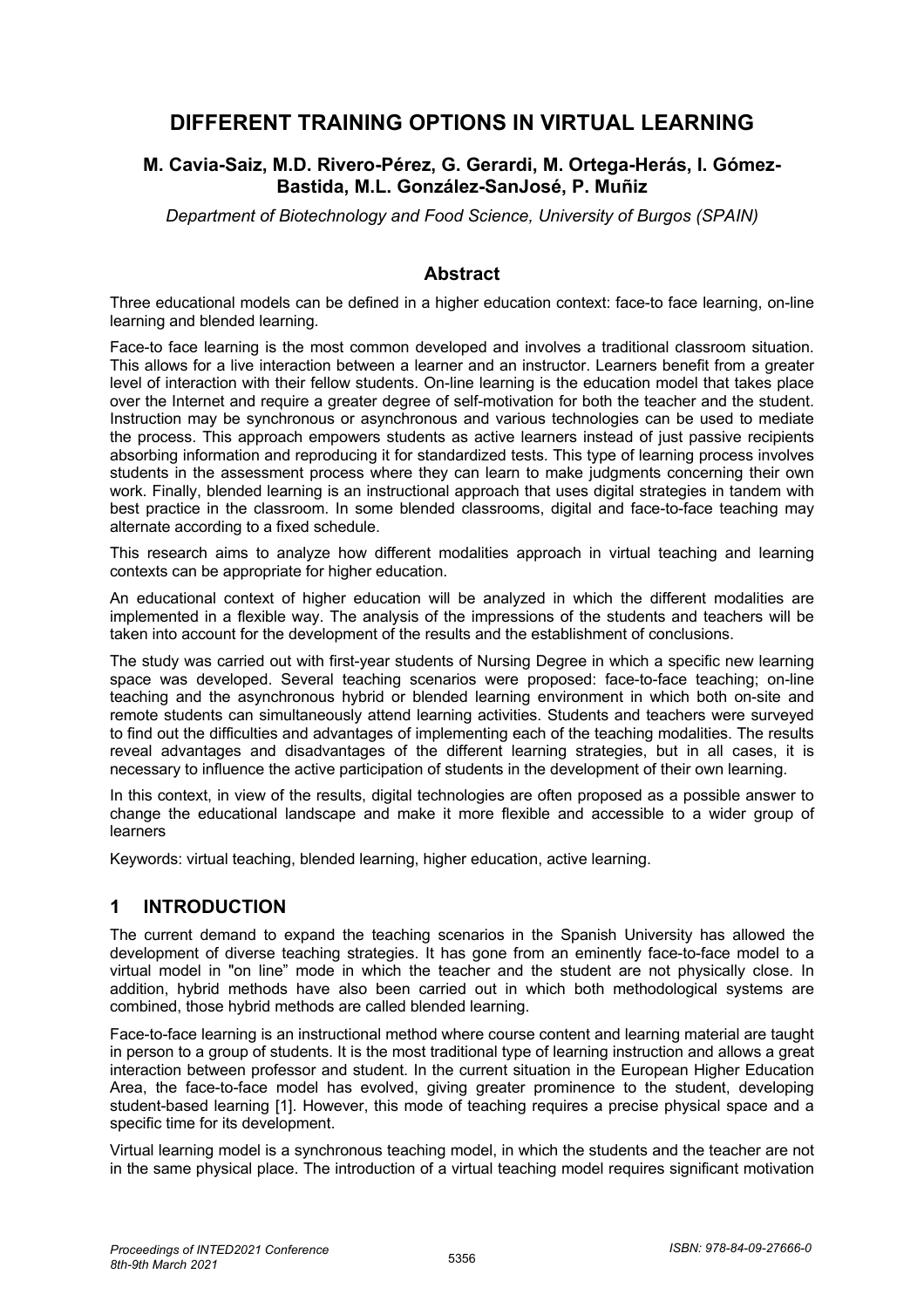# DIFFERENT TRAINING OPTIONS IN VIRTUAL LEARNING

**M. Cavia-Saiz, M.D. Rivero-Pérez, G. Gerardi, M. Ortega-Herás, I. Gómez-Bastida, M.L. González-SanJosé, P. Muñiz**

*Department of Biotechnology and Food Science, University of Burgos (SPAIN)*

## Abstract

Three educational models can be defined in a higher education context: face-to face learning, on-line learning and blended learning.

Face-to face learning is the most common developed and involves a traditional classroom situation. This allows for a live interaction between a learner and an instructor. Learners benefit from a greater level of interaction with their fellow students. On-line learning is the education model that takes place over the Internet and require a greater degree of self-motivation for both the teacher and the student. Instruction may be synchronous or asynchronous and various technologies can be used to mediate the process. This approach empowers students as active learners instead of just passive recipients absorbing information and reproducing it for standardized tests. This type of learning process involves students in the assessment process where they can learn to make judgments concerning their own work. Finally, blended learning is an instructional approach that uses digital strategies in tandem with best practice in the classroom. In some blended classrooms, digital and face-to-face teaching may alternate according to a fixed schedule.

This research aims to analyze how different modalities approach in virtual teaching and learning contexts can be appropriate for higher education.

An educational context of higher education will be analyzed in which the different modalities are implemented in a flexible way. The analysis of the impressions of the students and teachers will be taken into account for the development of the results and the establishment of conclusions.

The study was carried out with first-year students of Nursing Degree in which a specific new learning space was developed. Several teaching scenarios were proposed: face-to-face teaching; on-line teaching and the asynchronous hybrid or blended learning environment in which both on-site and remote students can simultaneously attend learning activities. Students and teachers were surveyed to find out the difficulties and advantages of implementing each of the teaching modalities. The results reveal advantages and disadvantages of the different learning strategies, but in all cases, it is necessary to influence the active participation of students in the development of their own learning.

In this context, in view of the results, digital technologies are often proposed as a possible answer to change the educational landscape and make it more flexible and accessible to a wider group of learners

Keywords: virtual teaching, blended learning, higher education, active learning.

## 1 INTRODUCTION

The current demand to expand the teaching scenarios in the Spanish University has allowed the development of diverse teaching strategies. It has gone from an eminently face-to-face model to a virtual model in "on line" mode in which the teacher and the student are not physically close. In addition, hybrid methods have also been carried out in which both methodological systems are combined, those hybrid methods are called blended learning.

Face-to-face learning is an instructional method where course content and learning material are taught in person to a group of students. It is the most traditional type of learning instruction and allows a great interaction between professor and student. In the current situation in the European Higher Education Area, the face-to-face model has evolved, giving greater prominence to the student, developing student-based learning [1]. However, this mode of teaching requires a precise physical space and a specific time for its development.

Virtual learning model is a synchronous teaching model, in which the students and the teacher are not in the same physical place. The introduction of a virtual teaching model requires significant motivation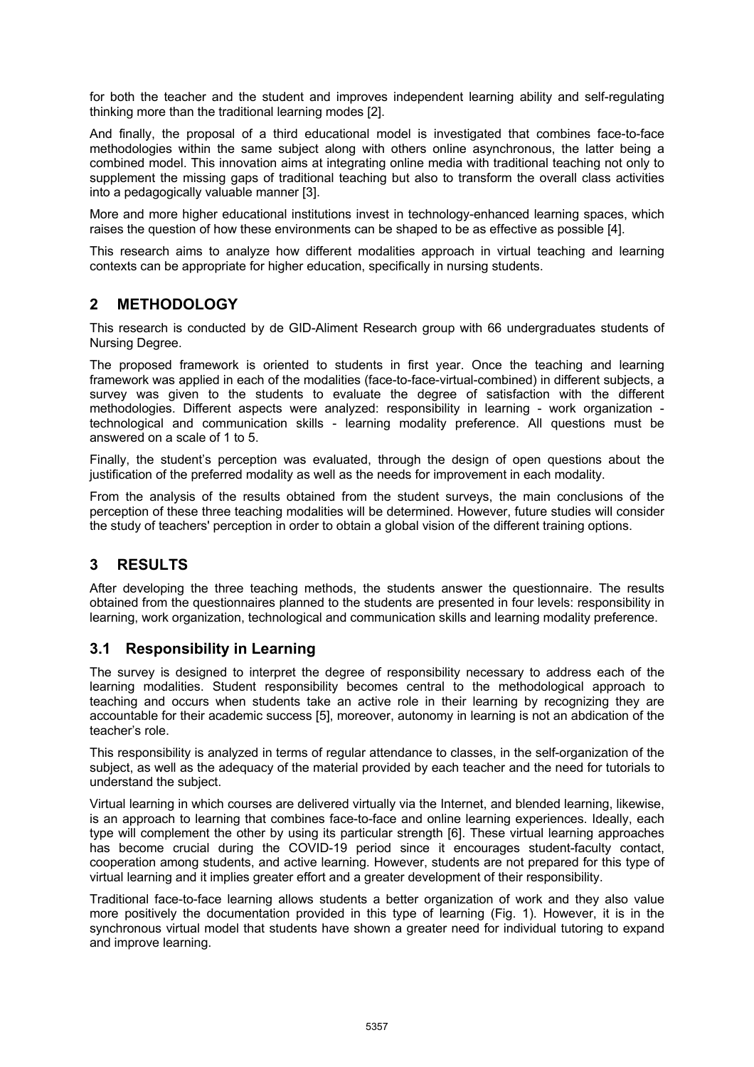for both the teacher and the student and improves independent learning ability and self-regulating thinking more than the traditional learning modes [2].

And finally, the proposal of a third educational model is investigated that combines face-to-face methodologies within the same subject along with others online asynchronous, the latter being a combined model. This innovation aims at integrating online media with traditional teaching not only to supplement the missing gaps of traditional teaching but also to transform the overall class activities into a pedagogically valuable manner [3].

More and more higher educational institutions invest in technology-enhanced learning spaces, which raises the question of how these environments can be shaped to be as effective as possible [4].

This research aims to analyze how different modalities approach in virtual teaching and learning contexts can be appropriate for higher education, specifically in nursing students.

## 2 METHODOLOGY

This research is conducted by de GID-Aliment Research group with 66 undergraduates students of Nursing Degree.

The proposed framework is oriented to students in first year. Once the teaching and learning framework was applied in each of the modalities (face-to-face-virtual-combined) in different subjects, a survey was given to the students to evaluate the degree of satisfaction with the different methodologies. Different aspects were analyzed: responsibility in learning - work organization - technological and communication skills - learning modality preference. All questions must be answered on a scale of 1 to 5.

Finally, the student's perception was evaluated, through the design of open questions about the justification of the preferred modality as well as the needs for improvement in each modality.

From the analysis of the results obtained from the student surveys, the main conclusions of the perception of these three teaching modalities will be determined. However, future studies will consider the study of teachers' perception in order to obtain a global vision of the different training options.

## 3 RESULTS

After developing the three teaching methods, the students answer the questionnaire. The results obtained from the questionnaires planned to the students are presented in four levels: responsibility in learning, work organization, technological and communication skills and learning modality preference.

### 3.1 Responsibility in Learning

The survey is designed to interpret the degree of responsibility necessary to address each of the learning modalities. Student responsibility becomes central to the methodological approach to teaching and occurs when students take an active role in their learning by recognizing they are accountable for their academic success [5], moreover, autonomy in learning is not an abdication of the teacher's role.

This responsibility is analyzed in terms of regular attendance to classes, in the self-organization of the subject, as well as the adequacy of the material provided by each teacher and the need for tutorials to understand the subject.

Virtual learning in which courses are delivered virtually via the Internet, and blended learning, likewise, is an approach to learning that combines face-to-face and online learning experiences. Ideally, each type will complement the other by using its particular strength [6]. These virtual learning approaches has become crucial during the COVID-19 period since it encourages student-faculty contact, cooperation among students, and active learning. However, students are not prepared for this type of virtual learning and it implies greater effort and a greater development of their responsibility.

Traditional face-to-face learning allows students a better organization of work and they also value more positively the documentation provided in this type of learning (Fig. 1). However, it is in the synchronous virtual model that students have shown a greater need for individual tutoring to expand and improve learning.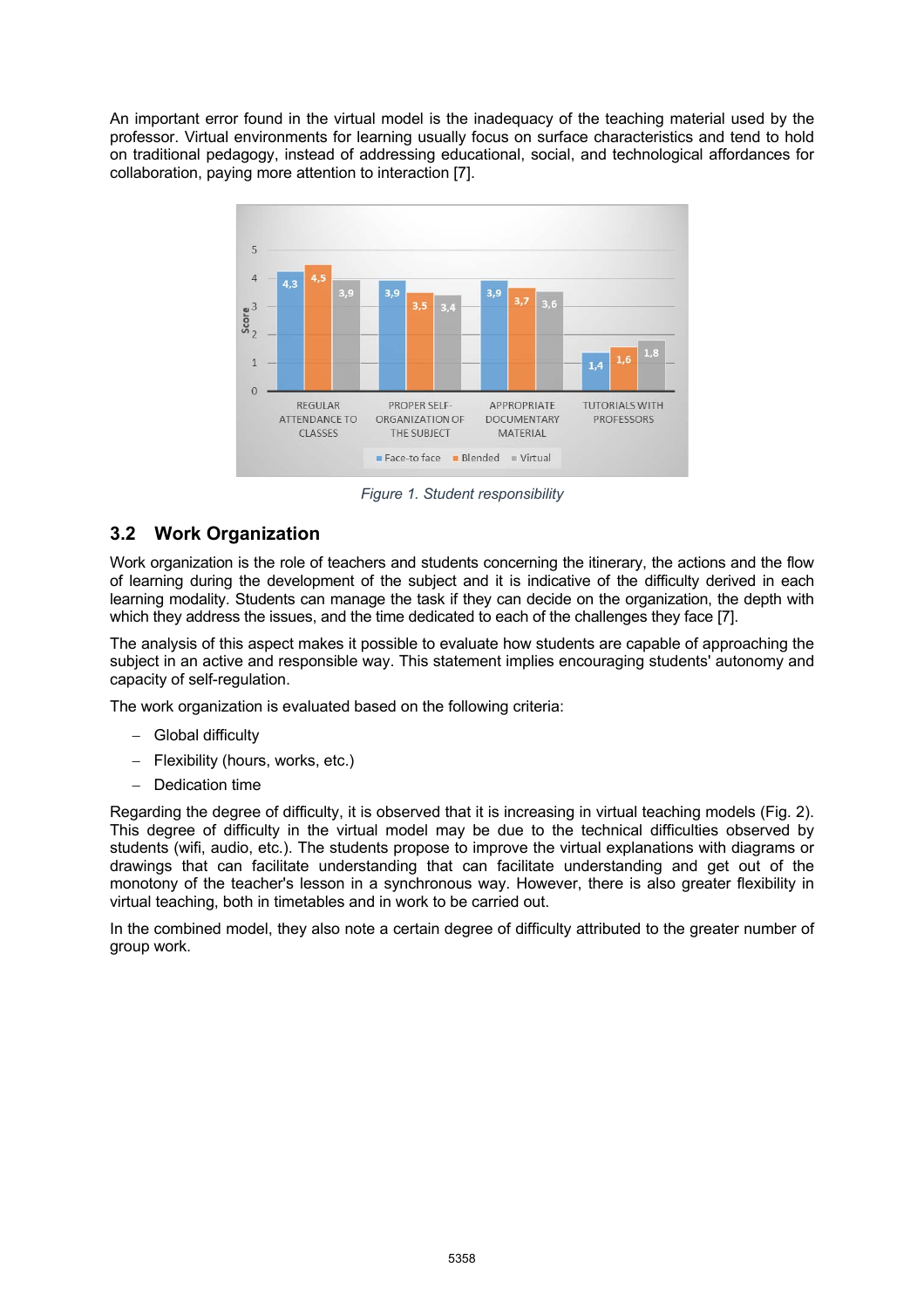An important error found in the virtual model is the inadequacy of the teaching material used by the professor. Virtual environments for learning usually focus on surface characteristics and tend to hold on traditional pedagogy, instead of addressing educational, social, and technological affordances for collaboration, paying more attention to interaction [7].

*Figure 1. Student responsibility*

## 3.2 Work Organization

Work organization is the role of teachers and students concerning the itinerary, the actions and the flow of learning during the development of the subject and it is indicative of the difficulty derived in each learning modality. Students can manage the task if they can decide on the organization, the depth with which they address the issues, and the time dedicated to each of the challenges they face [7].

The analysis of this aspect makes it possible to evaluate how students are capable of approaching the subject in an active and responsible way. This statement implies encouraging students' autonomy and capacity of self-regulation.

The work organization is evaluated based on the following criteria:

- Global difficulty
- Flexibility (hours, works, etc.)
- Dedication time

Regarding the degree of difficulty, it is observed that it is increasing in virtual teaching models (Fig. 2). This degree of difficulty in the virtual model may be due to the technical difficulties observed by students (wifi, audio, etc.). The students propose to improve the virtual explanations with diagrams or drawings that can facilitate understanding that can facilitate understanding and get out of the monotony of the teacher's lesson in a synchronous way. However, there is also greater flexibility in virtual teaching, both in timetables and in work to be carried out.

In the combined model, they also note a certain degree of difficulty attributed to the greater number of group work.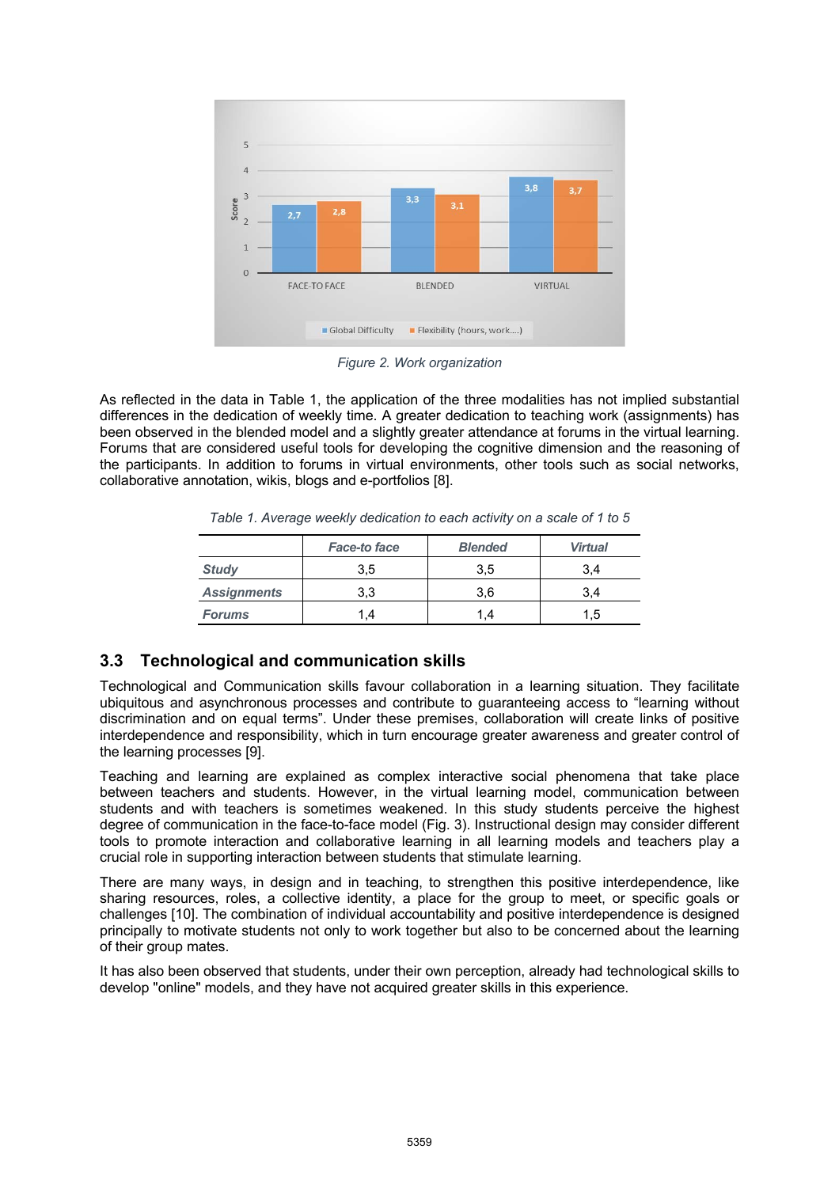*Figure 2. Work organization*

As reflected in the data in Table 1, the application of the three modalities has not implied substantial differences in the dedication of weekly time. A greater dedication to teaching work (assignments) has been observed in the blended model and a slightly greater attendance at forums in the virtual learning. Forums that are considered useful tools for developing the cognitive dimension and the reasoning of the participants. In addition to forums in virtual environments, other tools such as social networks, collaborative annotation, wikis, blogs and e-portfolios [8].

*Table 1. Average weekly dedication to each activity on a scale of 1 to 5*

| | *Face-to face* | *Blended* | *Virtual* |
|---|---|---|---|
| ***Study*** | 3,5 | 3,5 | 3,4 |
| ***Assignments*** | 3,3 | 3,6 | 3,4 |
| ***Forums*** | 1,4 | 1,4 | 1,5 |

## 3.3 Technological and communication skills

Technological and Communication skills favour collaboration in a learning situation. They facilitate ubiquitous and asynchronous processes and contribute to guaranteeing access to "learning without discrimination and on equal terms". Under these premises, collaboration will create links of positive interdependence and responsibility, which in turn encourage greater awareness and greater control of the learning processes [9].

Teaching and learning are explained as complex interactive social phenomena that take place between teachers and students. However, in the virtual learning model, communication between students and with teachers is sometimes weakened. In this study students perceive the highest degree of communication in the face-to-face model (Fig. 3). Instructional design may consider different tools to promote interaction and collaborative learning in all learning models and teachers play a crucial role in supporting interaction between students that stimulate learning.

There are many ways, in design and in teaching, to strengthen this positive interdependence, like sharing resources, roles, a collective identity, a place for the group to meet, or specific goals or challenges [10]. The combination of individual accountability and positive interdependence is designed principally to motivate students not only to work together but also to be concerned about the learning of their group mates.

It has also been observed that students, under their own perception, already had technological skills to develop "online" models, and they have not acquired greater skills in this experience.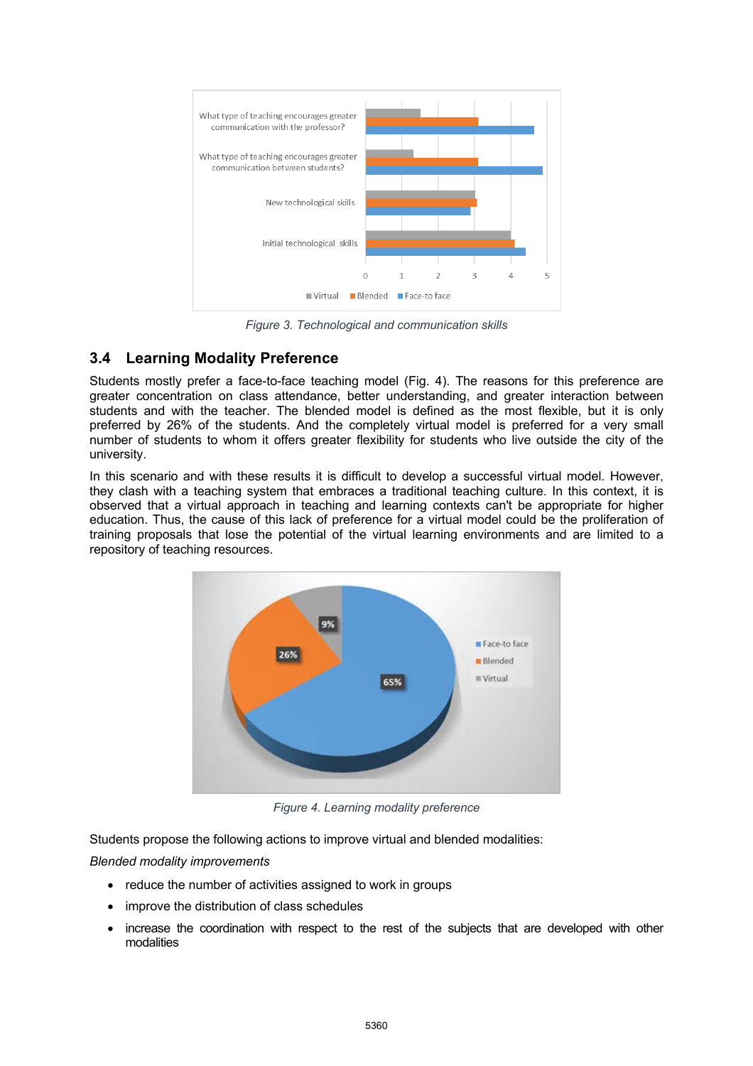Figure 3. Technological and communication skills

## 3.4 Learning Modality Preference

Students mostly prefer a face-to-face teaching model (Fig. 4). The reasons for this preference are greater concentration on class attendance, better understanding, and greater interaction between students and with the teacher. The blended model is defined as the most flexible, but it is only preferred by 26% of the students. And the completely virtual model is preferred for a very small number of students to whom it offers greater flexibility for students who live outside the city of the university.

In this scenario and with these results it is difficult to develop a successful virtual model. However, they clash with a teaching system that embraces a traditional teaching culture. In this context, it is observed that a virtual approach in teaching and learning contexts can't be appropriate for higher education. Thus, the cause of this lack of preference for a virtual model could be the proliferation of training proposals that lose the potential of the virtual learning environments and are limited to a repository of teaching resources.

Figure 4. Learning modality preference

Students propose the following actions to improve virtual and blended modalities:

*Blended modality improvements*

- reduce the number of activities assigned to work in groups
- improve the distribution of class schedules
- increase the coordination with respect to the rest of the subjects that are developed with other modalities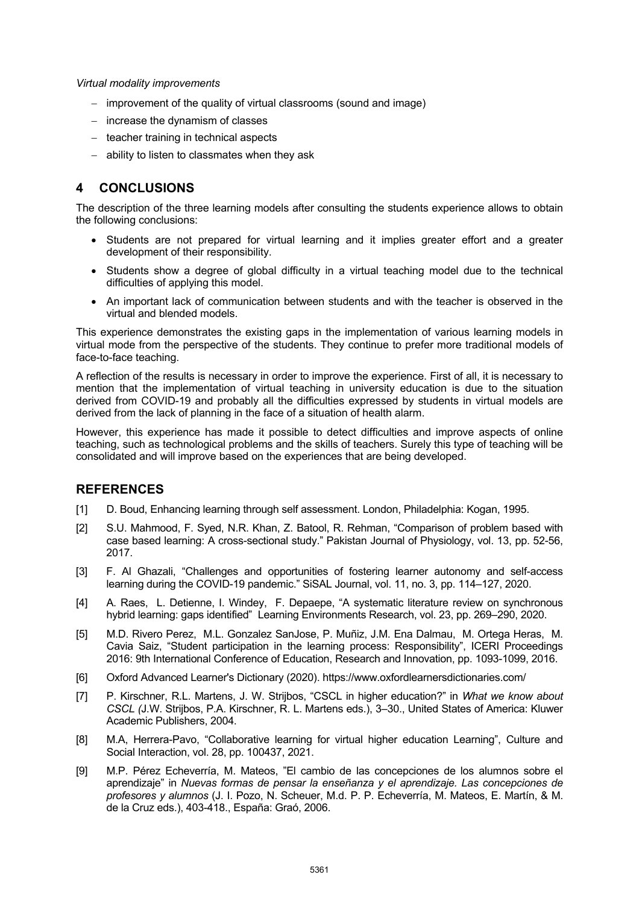*Virtual modality improvements*

- improvement of the quality of virtual classrooms (sound and image)
- increase the dynamism of classes
- teacher training in technical aspects
- ability to listen to classmates when they ask

## 4 CONCLUSIONS

The description of the three learning models after consulting the students experience allows to obtain the following conclusions:

- Students are not prepared for virtual learning and it implies greater effort and a greater development of their responsibility.
- Students show a degree of global difficulty in a virtual teaching model due to the technical difficulties of applying this model.
- An important lack of communication between students and with the teacher is observed in the virtual and blended models.

This experience demonstrates the existing gaps in the implementation of various learning models in virtual mode from the perspective of the students. They continue to prefer more traditional models of face-to-face teaching.

A reflection of the results is necessary in order to improve the experience. First of all, it is necessary to mention that the implementation of virtual teaching in university education is due to the situation derived from COVID-19 and probably all the difficulties expressed by students in virtual models are derived from the lack of planning in the face of a situation of health alarm.

However, this experience has made it possible to detect difficulties and improve aspects of online teaching, such as technological problems and the skills of teachers. Surely this type of teaching will be consolidated and will improve based on the experiences that are being developed.

## REFERENCES

[1] D. Boud, Enhancing learning through self assessment. London, Philadelphia: Kogan, 1995.

[2] S.U. Mahmood, F. Syed, N.R. Khan, Z. Batool, R. Rehman, "Comparison of problem based with case based learning: A cross-sectional study." Pakistan Journal of Physiology, vol. 13, pp. 52-56, 2017.

[3] F. Al Ghazali, "Challenges and opportunities of fostering learner autonomy and self-access learning during the COVID-19 pandemic." SiSAL Journal, vol. 11, no. 3, pp. 114–127, 2020.

[4] A. Raes, L. Detienne, I. Windey, F. Depaepe, "A systematic literature review on synchronous hybrid learning: gaps identified" Learning Environments Research, vol. 23, pp. 269–290, 2020.

[5] M.D. Rivero Perez, M.L. Gonzalez SanJose, P. Muñiz, J.M. Ena Dalmau, M. Ortega Heras, M. Cavia Saiz, "Student participation in the learning process: Responsibility", ICERI Proceedings 2016: 9th International Conference of Education, Research and Innovation, pp. 1093-1099, 2016.

[6] Oxford Advanced Learner's Dictionary (2020). https://www.oxfordlearnersdictionaries.com/

[7] P. Kirschner, R.L. Martens, J. W. Strijbos, "CSCL in higher education?" in *What we know about CSCL (*J.W. Strijbos, P.A. Kirschner, R. L. Martens eds.), 3–30., United States of America: Kluwer Academic Publishers, 2004.

[8] M.A, Herrera-Pavo, "Collaborative learning for virtual higher education Learning", Culture and Social Interaction, vol. 28, pp. 100437, 2021.

[9] M.P. Pérez Echeverría, M. Mateos, "El cambio de las concepciones de los alumnos sobre el aprendizaje" in *Nuevas formas de pensar la enseñanza y el aprendizaje. Las concepciones de profesores y alumnos* (J. I. Pozo, N. Scheuer, M.d. P. P. Echeverría, M. Mateos, E. Martín, & M. de la Cruz eds.), 403-418., España: Graó, 2006.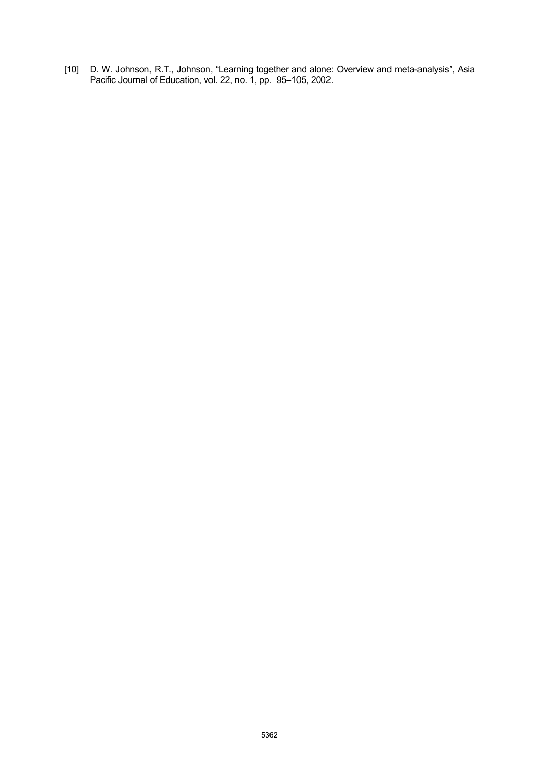[10] D. W. Johnson, R.T., Johnson, “Learning together and alone: Overview and meta-analysis”, Asia Pacific Journal of Education, vol. 22, no. 1, pp. 95–105, 2002.